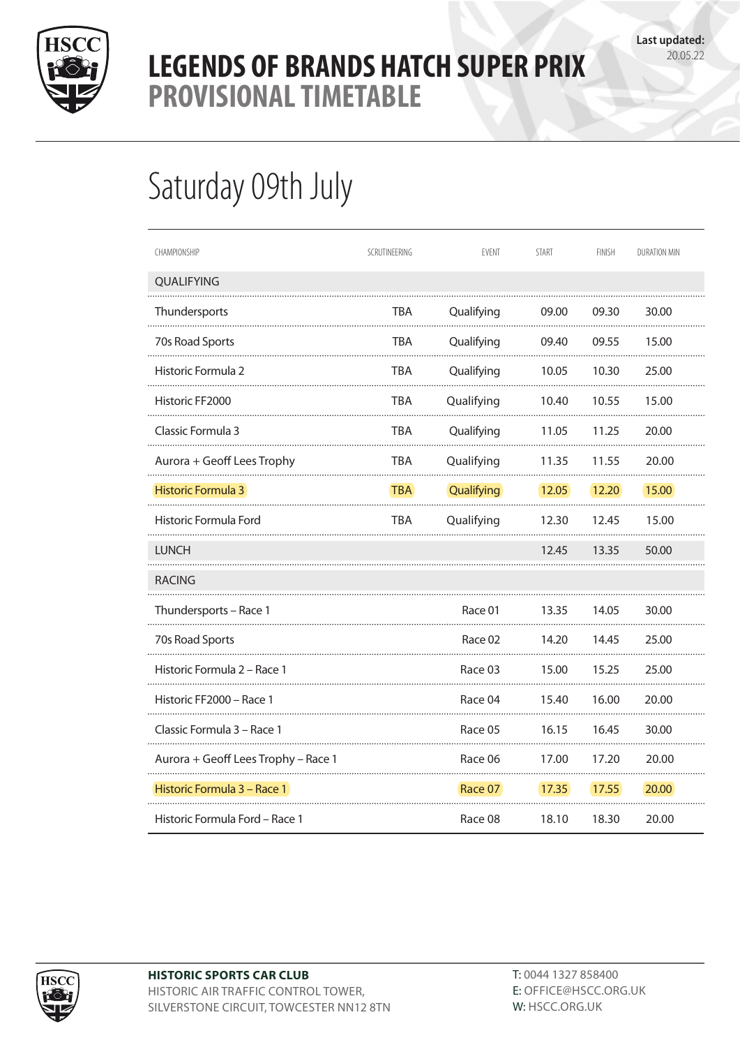# LEGENDS OF BRANDS HATCH SUPER PRIX
## PROVISIONAL TIMETABLE

**Last updated:** 20.05.22

## Saturday 09th July

| CHAMPIONSHIP | SCRUTINEERING | EVENT | START | FINISH | DURATION MIN |
|---|---|---|---|---|---|
| QUALIFYING | | | | | |
| Thundersports | TBA | Qualifying | 09.00 | 09.30 | 30.00 |
| 70s Road Sports | TBA | Qualifying | 09.40 | 09.55 | 15.00 |
| Historic Formula 2 | TBA | Qualifying | 10.05 | 10.30 | 25.00 |
| Historic FF2000 | TBA | Qualifying | 10.40 | 10.55 | 15.00 |
| Classic Formula 3 | TBA | Qualifying | 11.05 | 11.25 | 20.00 |
| Aurora + Geoff Lees Trophy | TBA | Qualifying | 11.35 | 11.55 | 20.00 |
| Historic Formula 3 | TBA | Qualifying | 12.05 | 12.20 | 15.00 |
| Historic Formula Ford | TBA | Qualifying | 12.30 | 12.45 | 15.00 |
| LUNCH | | | 12.45 | 13.35 | 50.00 |
| RACING | | | | | |
| Thundersports – Race 1 | | Race 01 | 13.35 | 14.05 | 30.00 |
| 70s Road Sports | | Race 02 | 14.20 | 14.45 | 25.00 |
| Historic Formula 2 – Race 1 | | Race 03 | 15.00 | 15.25 | 25.00 |
| Historic FF2000 – Race 1 | | Race 04 | 15.40 | 16.00 | 20.00 |
| Classic Formula 3 – Race 1 | | Race 05 | 16.15 | 16.45 | 30.00 |
| Aurora + Geoff Lees Trophy – Race 1 | | Race 06 | 17.00 | 17.20 | 20.00 |
| Historic Formula 3 – Race 1 | | Race 07 | 17.35 | 17.55 | 20.00 |
| Historic Formula Ford – Race 1 | | Race 08 | 18.10 | 18.30 | 20.00 |

**HISTORIC SPORTS CAR CLUB**
HISTORIC AIR TRAFFIC CONTROL TOWER,
SILVERSTONE CIRCUIT, TOWCESTER NN12 8TN

T: 0044 1327 858400
E: OFFICE@HSCC.ORG.UK
W: HSCC.ORG.UK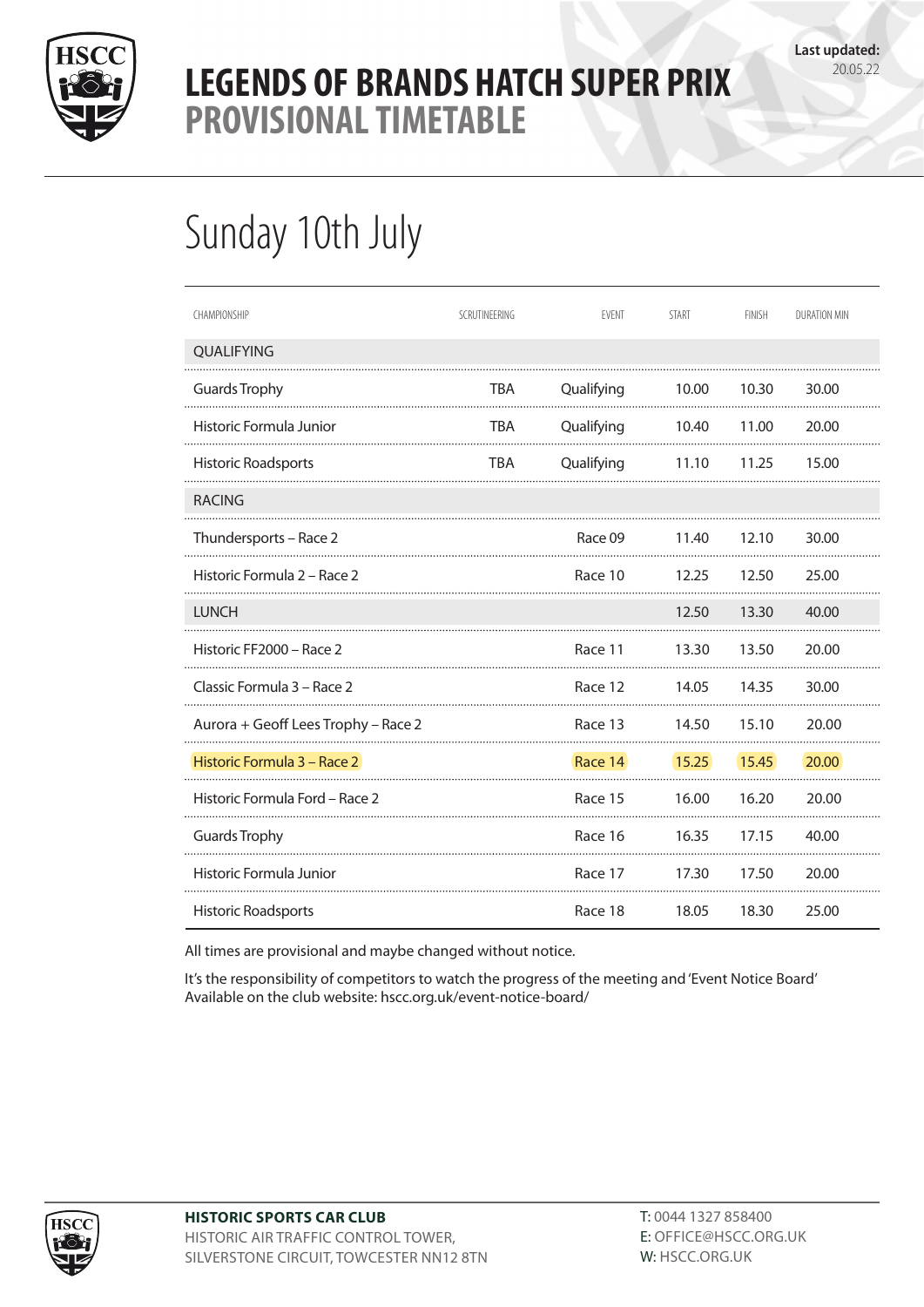**Last updated:** 20.05.22

# LEGENDS OF BRANDS HATCH SUPER PRIX
## PROVISIONAL TIMETABLE

# Sunday 10th July

| CHAMPIONSHIP | SCRUTINEERING | EVENT | START | FINISH | DURATION MIN |
|---|---|---|---|---|---|
| QUALIFYING | | | | | |
| Guards Trophy | TBA | Qualifying | 10.00 | 10.30 | 30.00 |
| Historic Formula Junior | TBA | Qualifying | 10.40 | 11.00 | 20.00 |
| Historic Roadsports | TBA | Qualifying | 11.10 | 11.25 | 15.00 |
| RACING | | | | | |
| Thundersports – Race 2 | | Race 09 | 11.40 | 12.10 | 30.00 |
| Historic Formula 2 – Race 2 | | Race 10 | 12.25 | 12.50 | 25.00 |
| LUNCH | | | 12.50 | 13.30 | 40.00 |
| Historic FF2000 – Race 2 | | Race 11 | 13.30 | 13.50 | 20.00 |
| Classic Formula 3 – Race 2 | | Race 12 | 14.05 | 14.35 | 30.00 |
| Aurora + Geoff Lees Trophy – Race 2 | | Race 13 | 14.50 | 15.10 | 20.00 |
| Historic Formula 3 – Race 2 | | Race 14 | 15.25 | 15.45 | 20.00 |
| Historic Formula Ford – Race 2 | | Race 15 | 16.00 | 16.20 | 20.00 |
| Guards Trophy | | Race 16 | 16.35 | 17.15 | 40.00 |
| Historic Formula Junior | | Race 17 | 17.30 | 17.50 | 20.00 |
| Historic Roadsports | | Race 18 | 18.05 | 18.30 | 25.00 |

All times are provisional and maybe changed without notice.

It's the responsibility of competitors to watch the progress of the meeting and 'Event Notice Board' Available on the club website: hscc.org.uk/event-notice-board/

**HISTORIC SPORTS CAR CLUB**
HISTORIC AIR TRAFFIC CONTROL TOWER,
SILVERSTONE CIRCUIT, TOWCESTER NN12 8TN

T: 0044 1327 858400
E: OFFICE@HSCC.ORG.UK
W: HSCC.ORG.UK